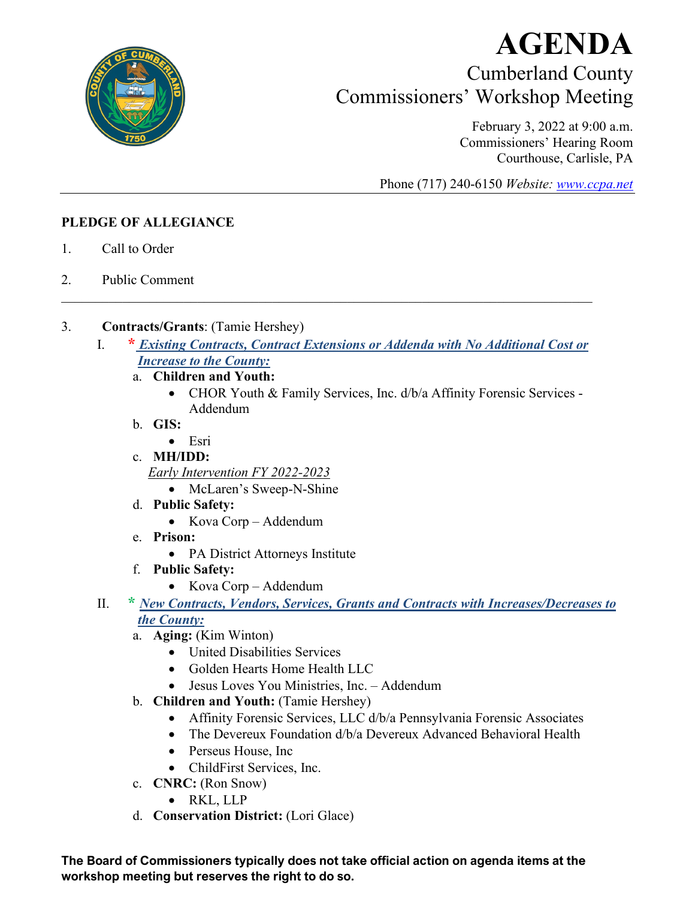# AGENDA

## Cumberland County Commissioners' Workshop Meeting

February 3, 2022 at 9:00 a.m.
Commissioners' Hearing Room
Courthouse, Carlisle, PA

Phone (717) 240-6150 *Website: www.ccpa.net*

---

**PLEDGE OF ALLEGIANCE**

1. Call to Order

2. Public Comment

---

3. **Contracts/Grants**: (Tamie Hershey)

   I. * ***Existing Contracts, Contract Extensions or Addenda with No Additional Cost or Increase to the County:***

      a. **Children and Youth:**
         - CHOR Youth & Family Services, Inc. d/b/a Affinity Forensic Services - Addendum

      b. **GIS:**
         - Esri

      c. **MH/IDD:**
         *Early Intervention FY 2022-2023*
         - McLaren's Sweep-N-Shine

      d. **Public Safety:**
         - Kova Corp – Addendum

      e. **Prison:**
         - PA District Attorneys Institute

      f. **Public Safety:**
         - Kova Corp – Addendum

   II. * ***New Contracts, Vendors, Services, Grants and Contracts with Increases/Decreases to the County:***

      a. **Aging:** (Kim Winton)
         - United Disabilities Services
         - Golden Hearts Home Health LLC
         - Jesus Loves You Ministries, Inc. – Addendum

      b. **Children and Youth:** (Tamie Hershey)
         - Affinity Forensic Services, LLC d/b/a Pennsylvania Forensic Associates
         - The Devereux Foundation d/b/a Devereux Advanced Behavioral Health
         - Perseus House, Inc
         - ChildFirst Services, Inc.

      c. **CNRC:** (Ron Snow)
         - RKL, LLP

      d. **Conservation District:** (Lori Glace)

**The Board of Commissioners typically does not take official action on agenda items at the workshop meeting but reserves the right to do so.**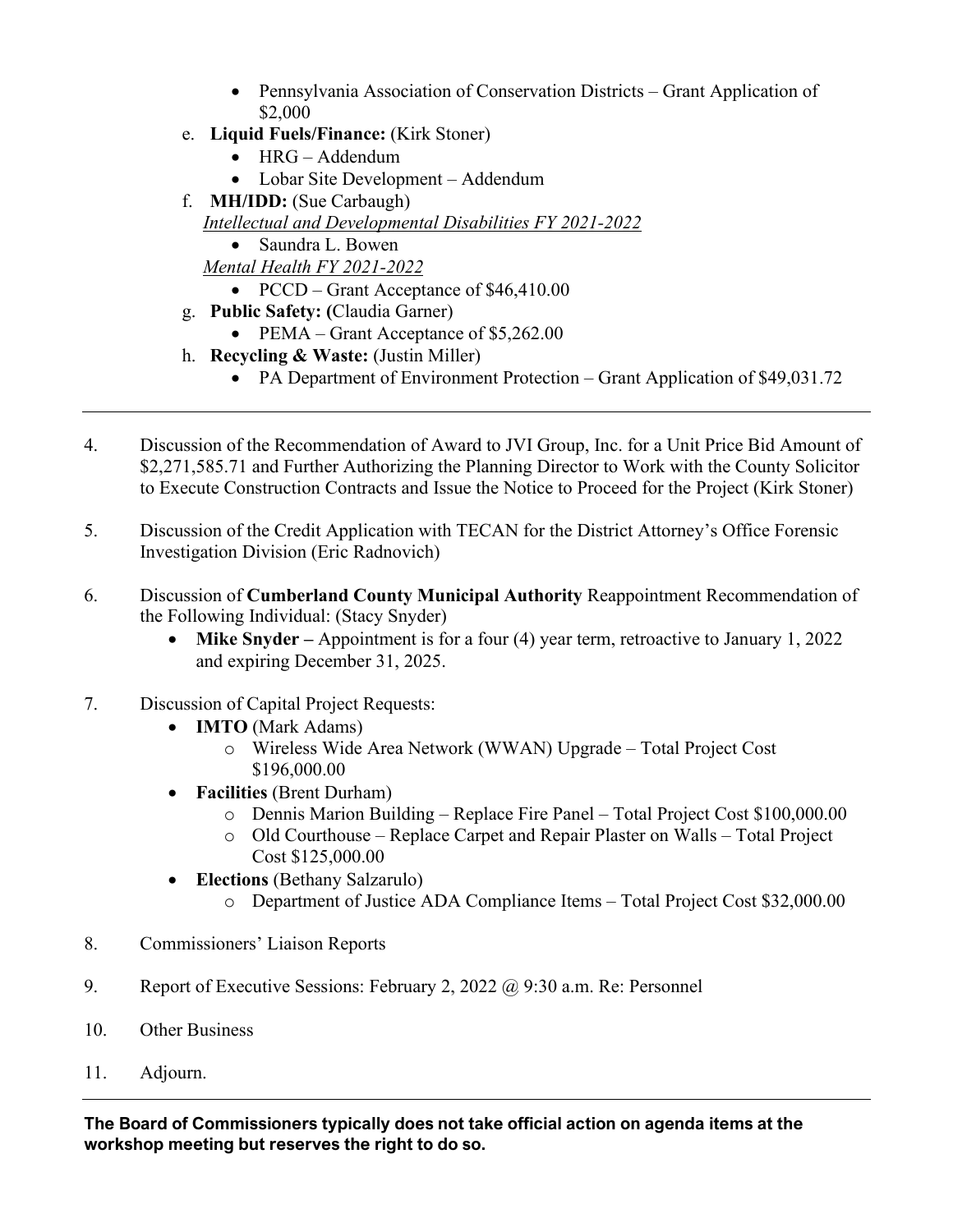- Pennsylvania Association of Conservation Districts – Grant Application of $2,000

e. **Liquid Fuels/Finance:** (Kirk Stoner)
   - HRG – Addendum
   - Lobar Site Development – Addendum

f. **MH/IDD:** (Sue Carbaugh)

   _Intellectual and Developmental Disabilities FY 2021-2022_
   - Saundra L. Bowen

   _Mental Health FY 2021-2022_
   - PCCD – Grant Acceptance of $46,410.00

g. **Public Safety: (**Claudia Garner)
   - PEMA – Grant Acceptance of $5,262.00

h. **Recycling & Waste:** (Justin Miller)
   - PA Department of Environment Protection – Grant Application of $49,031.72

---

4. Discussion of the Recommendation of Award to JVI Group, Inc. for a Unit Price Bid Amount of $2,271,585.71 and Further Authorizing the Planning Director to Work with the County Solicitor to Execute Construction Contracts and Issue the Notice to Proceed for the Project (Kirk Stoner)

5. Discussion of the Credit Application with TECAN for the District Attorney's Office Forensic Investigation Division (Eric Radnovich)

6. Discussion of **Cumberland County Municipal Authority** Reappointment Recommendation of the Following Individual: (Stacy Snyder)
   - **Mike Snyder –** Appointment is for a four (4) year term, retroactive to January 1, 2022 and expiring December 31, 2025.

7. Discussion of Capital Project Requests:
   - **IMTO** (Mark Adams)
     - Wireless Wide Area Network (WWAN) Upgrade – Total Project Cost $196,000.00
   - **Facilities** (Brent Durham)
     - Dennis Marion Building – Replace Fire Panel – Total Project Cost $100,000.00
     - Old Courthouse – Replace Carpet and Repair Plaster on Walls – Total Project Cost $125,000.00
   - **Elections** (Bethany Salzarulo)
     - Department of Justice ADA Compliance Items – Total Project Cost $32,000.00

8. Commissioners' Liaison Reports

9. Report of Executive Sessions: February 2, 2022 @ 9:30 a.m. Re: Personnel

10. Other Business

11. Adjourn.

---

**The Board of Commissioners typically does not take official action on agenda items at the workshop meeting but reserves the right to do so.**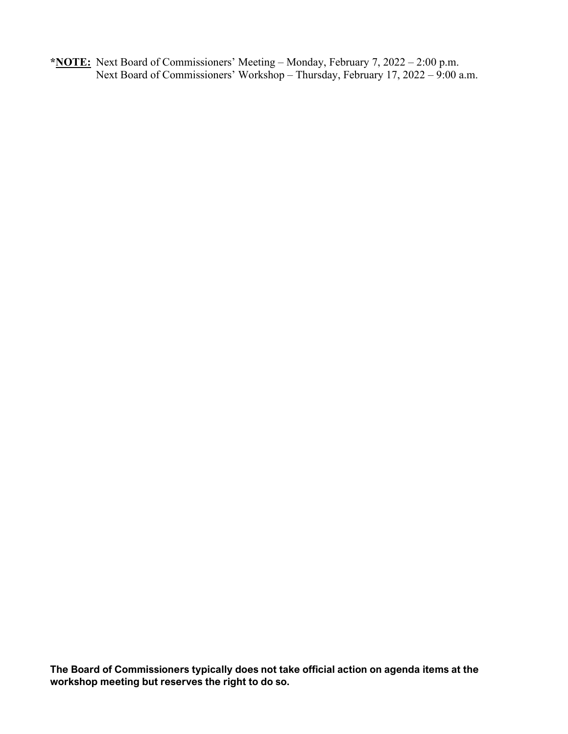***NOTE:** Next Board of Commissioners' Meeting – Monday, February 7, 2022 – 2:00 p.m.
Next Board of Commissioners' Workshop – Thursday, February 17, 2022 – 9:00 a.m.

**The Board of Commissioners typically does not take official action on agenda items at the workshop meeting but reserves the right to do so.**